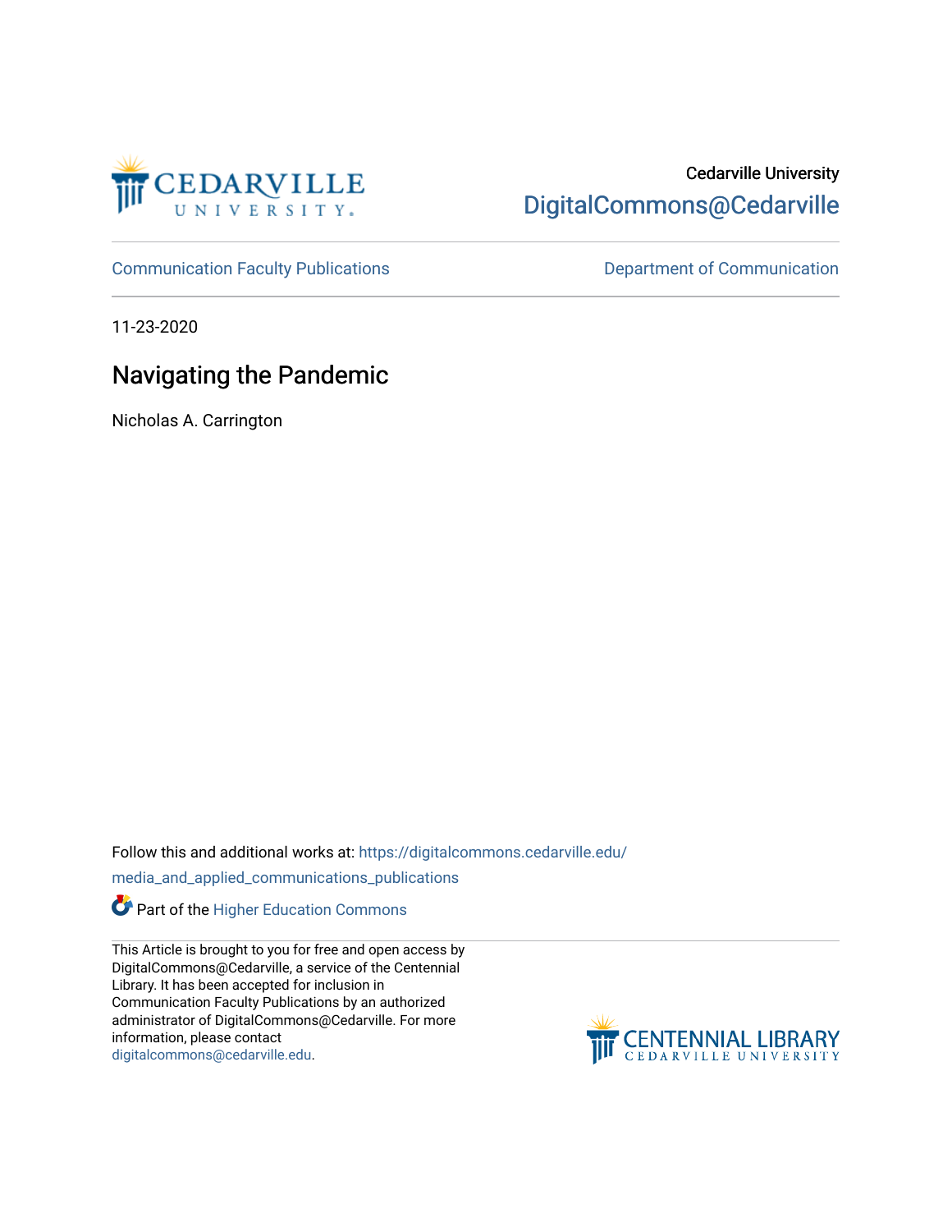Cedarville University

DigitalCommons@Cedarville

Communication Faculty Publications

Department of Communication

11-23-2020

# Navigating the Pandemic

Nicholas A. Carrington

Follow this and additional works at: https://digitalcommons.cedarville.edu/media_and_applied_communications_publications

Part of the Higher Education Commons

This Article is brought to you for free and open access by DigitalCommons@Cedarville, a service of the Centennial Library. It has been accepted for inclusion in Communication Faculty Publications by an authorized administrator of DigitalCommons@Cedarville. For more information, please contact digitalcommons@cedarville.edu.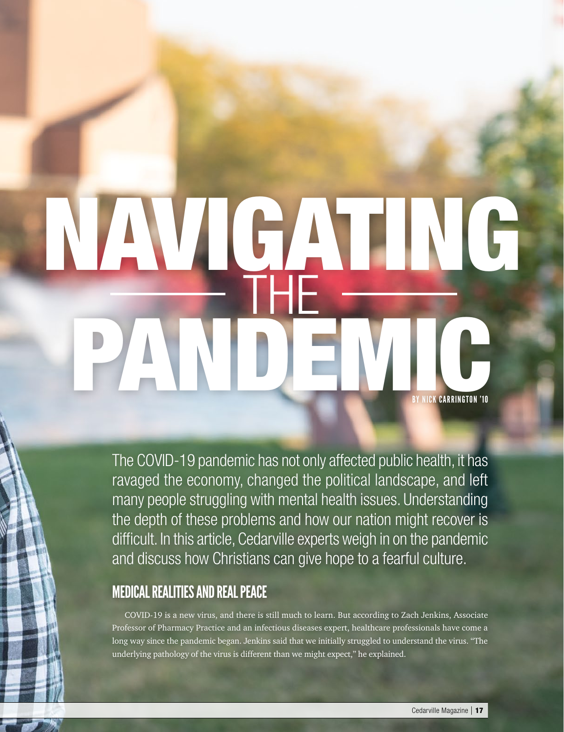# NAVIGATING THE PANDEMIC

BY NICK CARRINGTON '10

The COVID-19 pandemic has not only affected public health, it has ravaged the economy, changed the political landscape, and left many people struggling with mental health issues. Understanding the depth of these problems and how our nation might recover is difficult. In this article, Cedarville experts weigh in on the pandemic and discuss how Christians can give hope to a fearful culture.

## MEDICAL REALITIES AND REAL PEACE

COVID-19 is a new virus, and there is still much to learn. But according to Zach Jenkins, Associate Professor of Pharmacy Practice and an infectious diseases expert, healthcare professionals have come a long way since the pandemic began. Jenkins said that we initially struggled to understand the virus. "The underlying pathology of the virus is different than we might expect," he explained.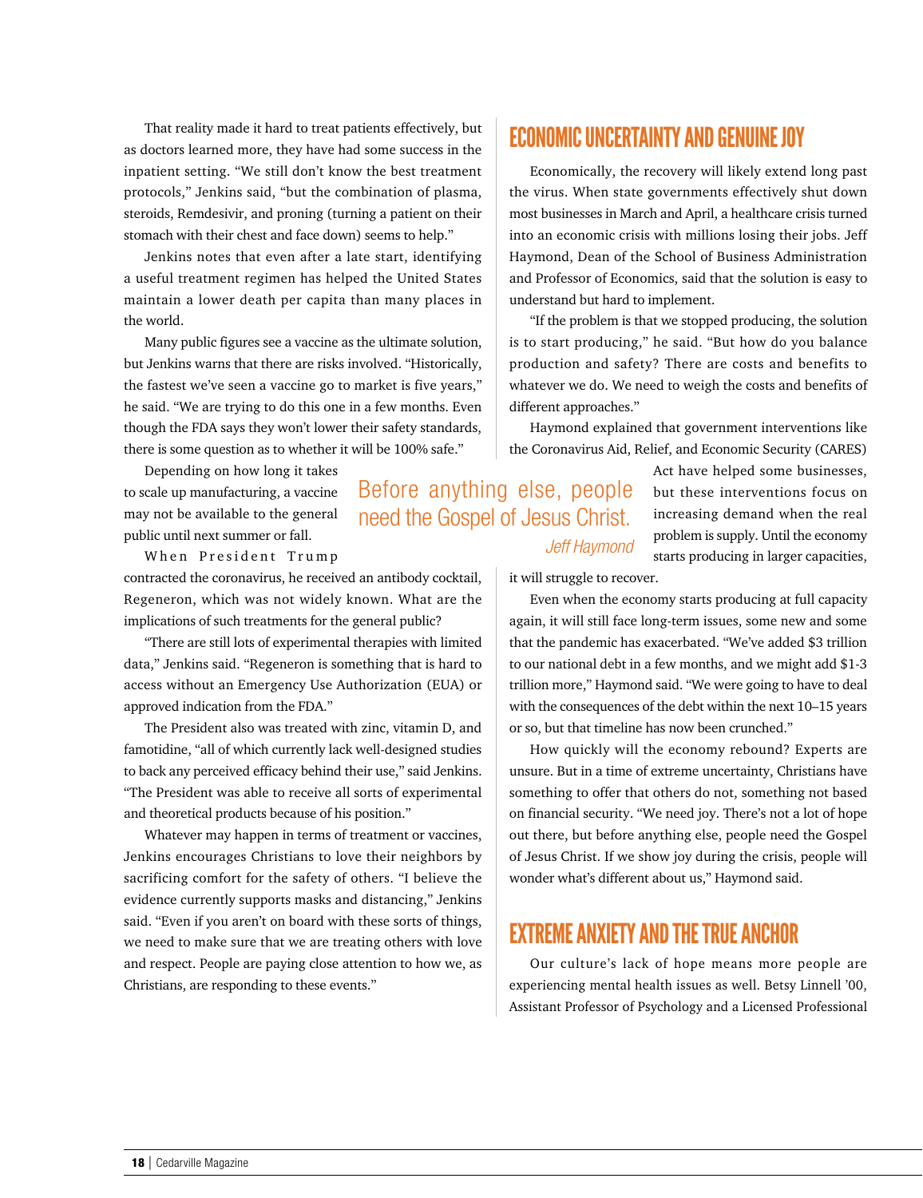That reality made it hard to treat patients effectively, but as doctors learned more, they have had some success in the inpatient setting. "We still don't know the best treatment protocols," Jenkins said, "but the combination of plasma, steroids, Remdesivir, and proning (turning a patient on their stomach with their chest and face down) seems to help."

Jenkins notes that even after a late start, identifying a useful treatment regimen has helped the United States maintain a lower death per capita than many places in the world.

Many public figures see a vaccine as the ultimate solution, but Jenkins warns that there are risks involved. "Historically, the fastest we've seen a vaccine go to market is five years," he said. "We are trying to do this one in a few months. Even though the FDA says they won't lower their safety standards, there is some question as to whether it will be 100% safe."

Depending on how long it takes to scale up manufacturing, a vaccine may not be available to the general public until next summer or fall.

When President Trump contracted the coronavirus, he received an antibody cocktail, Regeneron, which was not widely known. What are the implications of such treatments for the general public?

"There are still lots of experimental therapies with limited data," Jenkins said. "Regeneron is something that is hard to access without an Emergency Use Authorization (EUA) or approved indication from the FDA."

The President also was treated with zinc, vitamin D, and famotidine, "all of which currently lack well-designed studies to back any perceived efficacy behind their use," said Jenkins. "The President was able to receive all sorts of experimental and theoretical products because of his position."

Whatever may happen in terms of treatment or vaccines, Jenkins encourages Christians to love their neighbors by sacrificing comfort for the safety of others. "I believe the evidence currently supports masks and distancing," Jenkins said. "Even if you aren't on board with these sorts of things, we need to make sure that we are treating others with love and respect. People are paying close attention to how we, as Christians, are responding to these events."

## ECONOMIC UNCERTAINTY AND GENUINE JOY

Economically, the recovery will likely extend long past the virus. When state governments effectively shut down most businesses in March and April, a healthcare crisis turned into an economic crisis with millions losing their jobs. Jeff Haymond, Dean of the School of Business Administration and Professor of Economics, said that the solution is easy to understand but hard to implement.

"If the problem is that we stopped producing, the solution is to start producing," he said. "But how do you balance production and safety? There are costs and benefits to whatever we do. We need to weigh the costs and benefits of different approaches."

Haymond explained that government interventions like the Coronavirus Aid, Relief, and Economic Security (CARES) Act have helped some businesses, but these interventions focus on increasing demand when the real problem is supply. Until the economy starts producing in larger capacities, it will struggle to recover.

> Before anything else, people need the Gospel of Jesus Christ.
>
> *Jeff Haymond*

Even when the economy starts producing at full capacity again, it will still face long-term issues, some new and some that the pandemic has exacerbated. "We've added $3 trillion to our national debt in a few months, and we might add $1-3 trillion more," Haymond said. "We were going to have to deal with the consequences of the debt within the next 10–15 years or so, but that timeline has now been crunched."

How quickly will the economy rebound? Experts are unsure. But in a time of extreme uncertainty, Christians have something to offer that others do not, something not based on financial security. "We need joy. There's not a lot of hope out there, but before anything else, people need the Gospel of Jesus Christ. If we show joy during the crisis, people will wonder what's different about us," Haymond said.

## EXTREME ANXIETY AND THE TRUE ANCHOR

Our culture's lack of hope means more people are experiencing mental health issues as well. Betsy Linnell '00, Assistant Professor of Psychology and a Licensed Professional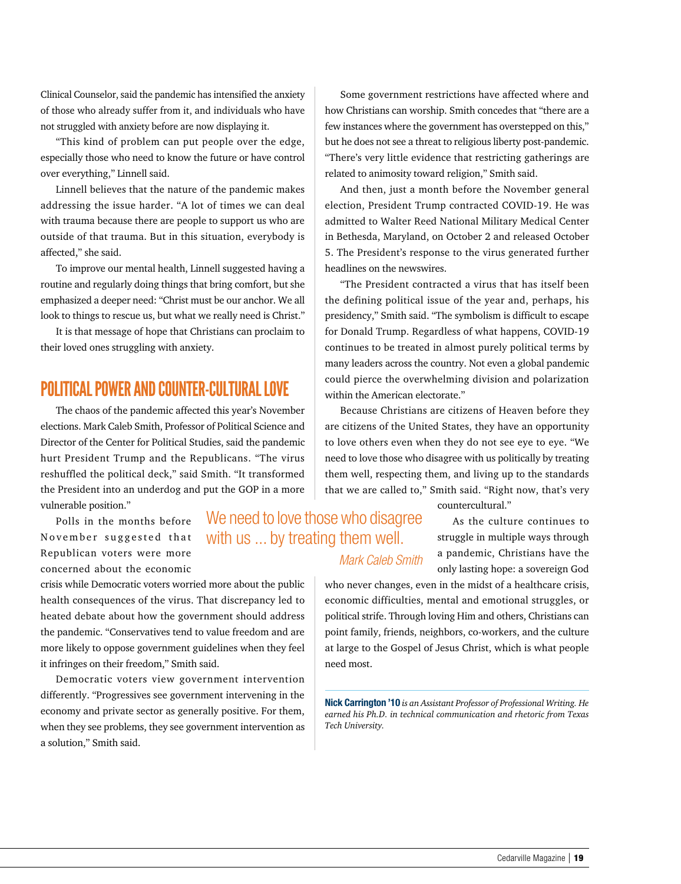Clinical Counselor, said the pandemic has intensified the anxiety of those who already suffer from it, and individuals who have not struggled with anxiety before are now displaying it.

"This kind of problem can put people over the edge, especially those who need to know the future or have control over everything," Linnell said.

Linnell believes that the nature of the pandemic makes addressing the issue harder. "A lot of times we can deal with trauma because there are people to support us who are outside of that trauma. But in this situation, everybody is affected," she said.

To improve our mental health, Linnell suggested having a routine and regularly doing things that bring comfort, but she emphasized a deeper need: "Christ must be our anchor. We all look to things to rescue us, but what we really need is Christ."

It is that message of hope that Christians can proclaim to their loved ones struggling with anxiety.

## POLITICAL POWER AND COUNTER-CULTURAL LOVE

The chaos of the pandemic affected this year's November elections. Mark Caleb Smith, Professor of Political Science and Director of the Center for Political Studies, said the pandemic hurt President Trump and the Republicans. "The virus reshuffled the political deck," said Smith. "It transformed the President into an underdog and put the GOP in a more vulnerable position."

Polls in the months before November suggested that Republican voters were more concerned about the economic crisis while Democratic voters worried more about the public health consequences of the virus. That discrepancy led to heated debate about how the government should address the pandemic. "Conservatives tend to value freedom and are more likely to oppose government guidelines when they feel it infringes on their freedom," Smith said.

Democratic voters view government intervention differently. "Progressives see government intervening in the economy and private sector as generally positive. For them, when they see problems, they see government intervention as a solution," Smith said.

Some government restrictions have affected where and how Christians can worship. Smith concedes that "there are a few instances where the government has overstepped on this," but he does not see a threat to religious liberty post-pandemic. "There's very little evidence that restricting gatherings are related to animosity toward religion," Smith said.

And then, just a month before the November general election, President Trump contracted COVID-19. He was admitted to Walter Reed National Military Medical Center in Bethesda, Maryland, on October 2 and released October 5. The President's response to the virus generated further headlines on the newswires.

"The President contracted a virus that has itself been the defining political issue of the year and, perhaps, his presidency," Smith said. "The symbolism is difficult to escape for Donald Trump. Regardless of what happens, COVID-19 continues to be treated in almost purely political terms by many leaders across the country. Not even a global pandemic could pierce the overwhelming division and polarization within the American electorate."

Because Christians are citizens of Heaven before they are citizens of the United States, they have an opportunity to love others even when they do not see eye to eye. "We need to love those who disagree with us politically by treating them well, respecting them, and living up to the standards that we are called to," Smith said. "Right now, that's very countercultural."

> We need to love those who disagree with us ... by treating them well.
>
> *Mark Caleb Smith*

As the culture continues to struggle in multiple ways through a pandemic, Christians have the only lasting hope: a sovereign God who never changes, even in the midst of a healthcare crisis, economic difficulties, mental and emotional struggles, or political strife. Through loving Him and others, Christians can point family, friends, neighbors, co-workers, and the culture at large to the Gospel of Jesus Christ, which is what people need most.

---

**Nick Carrington '10** *is an Assistant Professor of Professional Writing. He earned his Ph.D. in technical communication and rhetoric from Texas Tech University.*